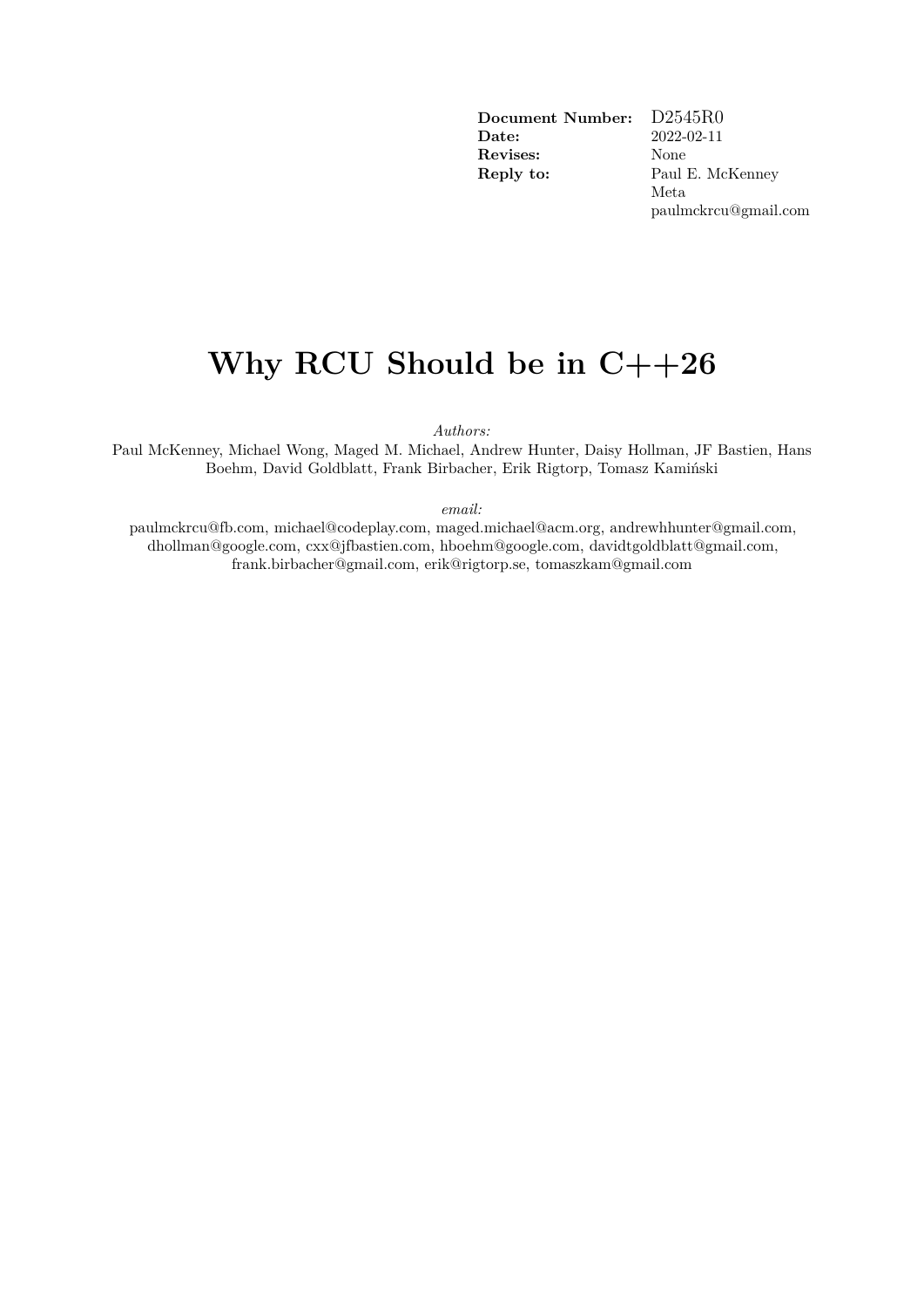| | |
|---|---|
| **Document Number:** | D2545R0 |
| **Date:** | 2022-02-11 |
| **Revises:** | None |
| **Reply to:** | Paul E. McKenney<br>Meta<br>paulmckrcu@gmail.com |

# Why RCU Should be in C++26

*Authors:*

Paul McKenney, Michael Wong, Maged M. Michael, Andrew Hunter, Daisy Hollman, JF Bastien, Hans Boehm, David Goldblatt, Frank Birbacher, Erik Rigtorp, Tomasz Kamiński

*email:*

paulmckrcu@fb.com, michael@codeplay.com, maged.michael@acm.org, andrewhhunter@gmail.com, dhollman@google.com, cxx@jfbastien.com, hboehm@google.com, davidtgoldblatt@gmail.com, frank.birbacher@gmail.com, erik@rigtorp.se, tomaszkam@gmail.com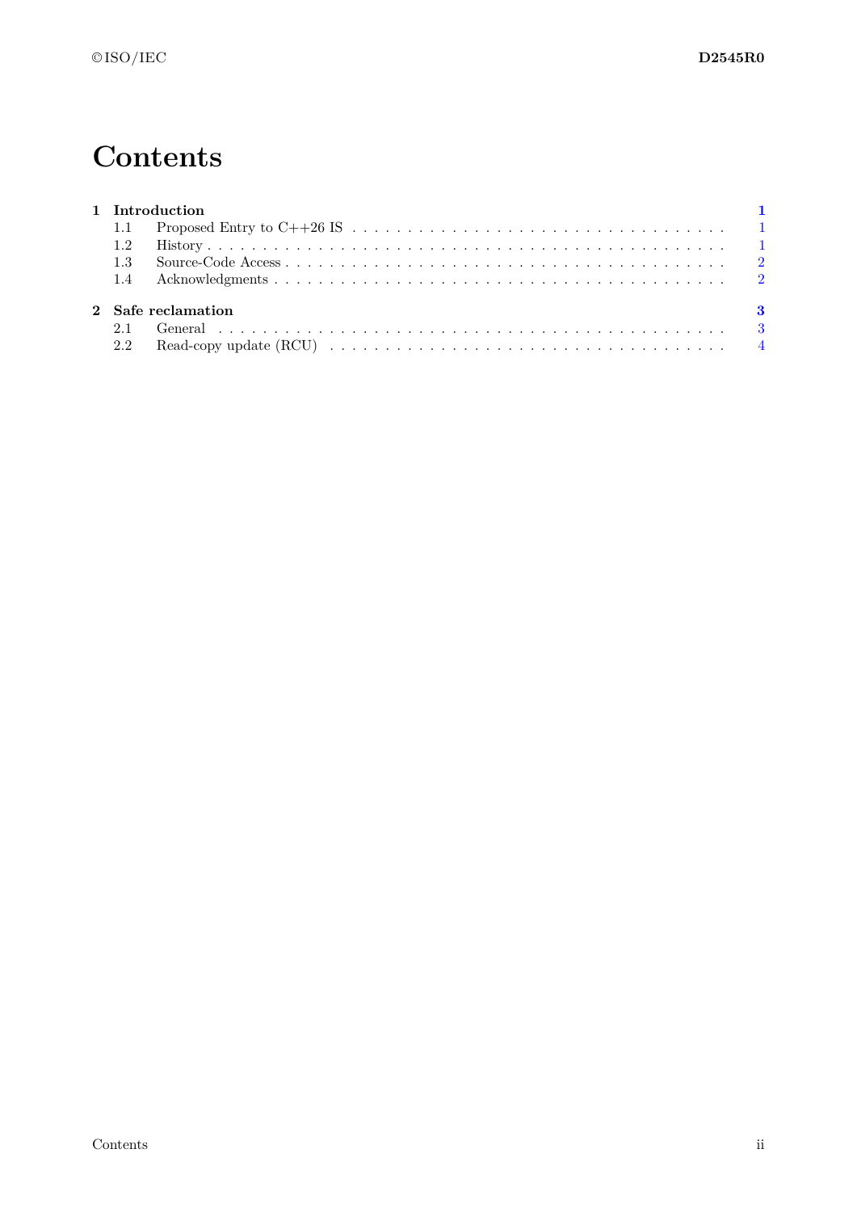# Contents

| | | |
|---|---|---|
| **1** | **Introduction** | **1** |
| 1.1 | Proposed Entry to C++26 IS | 1 |
| 1.2 | History | 1 |
| 1.3 | Source-Code Access | 2 |
| 1.4 | Acknowledgments | 2 |
| **2** | **Safe reclamation** | **3** |
| 2.1 | General | 3 |
| 2.2 | Read-copy update (RCU) | 4 |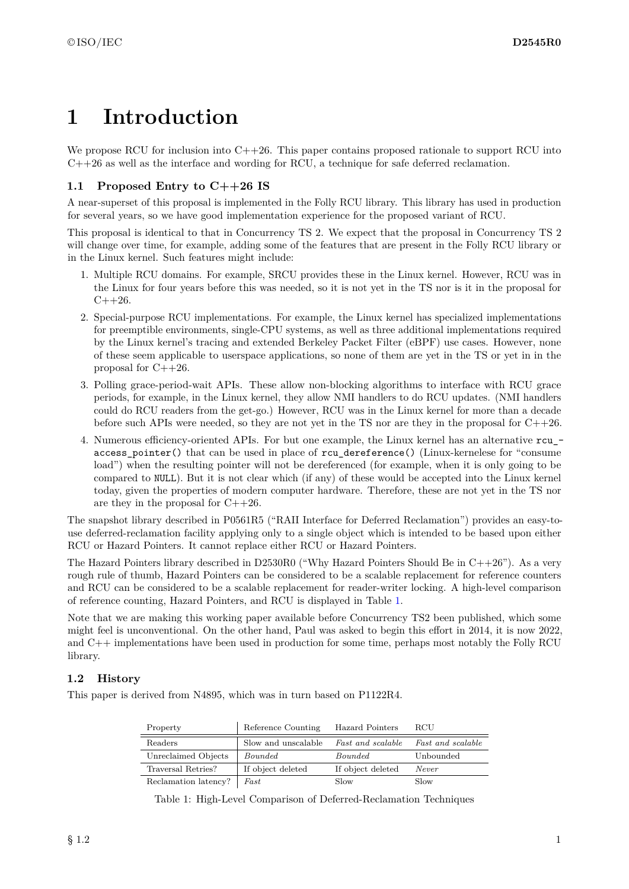# 1 Introduction

We propose RCU for inclusion into C++26. This paper contains proposed rationale to support RCU into C++26 as well as the interface and wording for RCU, a technique for safe deferred reclamation.

## 1.1 Proposed Entry to C++26 IS

A near-superset of this proposal is implemented in the Folly RCU library. This library has used in production for several years, so we have good implementation experience for the proposed variant of RCU.

This proposal is identical to that in Concurrency TS 2. We expect that the proposal in Concurrency TS 2 will change over time, for example, adding some of the features that are present in the Folly RCU library or in the Linux kernel. Such features might include:

1. Multiple RCU domains. For example, SRCU provides these in the Linux kernel. However, RCU was in the Linux for four years before this was needed, so it is not yet in the TS nor is it in the proposal for C++26.
2. Special-purpose RCU implementations. For example, the Linux kernel has specialized implementations for preemptible environments, single-CPU systems, as well as three additional implementations required by the Linux kernel's tracing and extended Berkeley Packet Filter (eBPF) use cases. However, none of these seem applicable to userspace applications, so none of them are yet in the TS or yet in in the proposal for C++26.
3. Polling grace-period-wait APIs. These allow non-blocking algorithms to interface with RCU grace periods, for example, in the Linux kernel, they allow NMI handlers to do RCU updates. (NMI handlers could do RCU readers from the get-go.) However, RCU was in the Linux kernel for more than a decade before such APIs were needed, so they are not yet in the TS nor are they in the proposal for C++26.
4. Numerous efficiency-oriented APIs. For but one example, the Linux kernel has an alternative `rcu_access_pointer()` that can be used in place of `rcu_dereference()` (Linux-kernelese for "consume load") when the resulting pointer will not be dereferenced (for example, when it is only going to be compared to `NULL`). But it is not clear which (if any) of these would be accepted into the Linux kernel today, given the properties of modern computer hardware. Therefore, these are not yet in the TS nor are they in the proposal for C++26.

The snapshot library described in P0561R5 ("RAII Interface for Deferred Reclamation") provides an easy-to-use deferred-reclamation facility applying only to a single object which is intended to be based upon either RCU or Hazard Pointers. It cannot replace either RCU or Hazard Pointers.

The Hazard Pointers library described in D2530R0 ("Why Hazard Pointers Should Be in C++26"). As a very rough rule of thumb, Hazard Pointers can be considered to be a scalable replacement for reference counters and RCU can be considered to be a scalable replacement for reader-writer locking. A high-level comparison of reference counting, Hazard Pointers, and RCU is displayed in Table 1.

Note that we are making this working paper available before Concurrency TS2 been published, which some might feel is unconventional. On the other hand, Paul was asked to begin this effort in 2014, it is now 2022, and C++ implementations have been used in production for some time, perhaps most notably the Folly RCU library.

## 1.2 History

This paper is derived from N4895, which was in turn based on P1122R4.

| Property | Reference Counting | Hazard Pointers | RCU |
|---|---|---|---|
| Readers | Slow and unscalable | *Fast and scalable* | *Fast and scalable* |
| Unreclaimed Objects | *Bounded* | *Bounded* | Unbounded |
| Traversal Retries? | If object deleted | If object deleted | *Never* |
| Reclamation latency? | *Fast* | Slow | Slow |

Table 1: High-Level Comparison of Deferred-Reclamation Techniques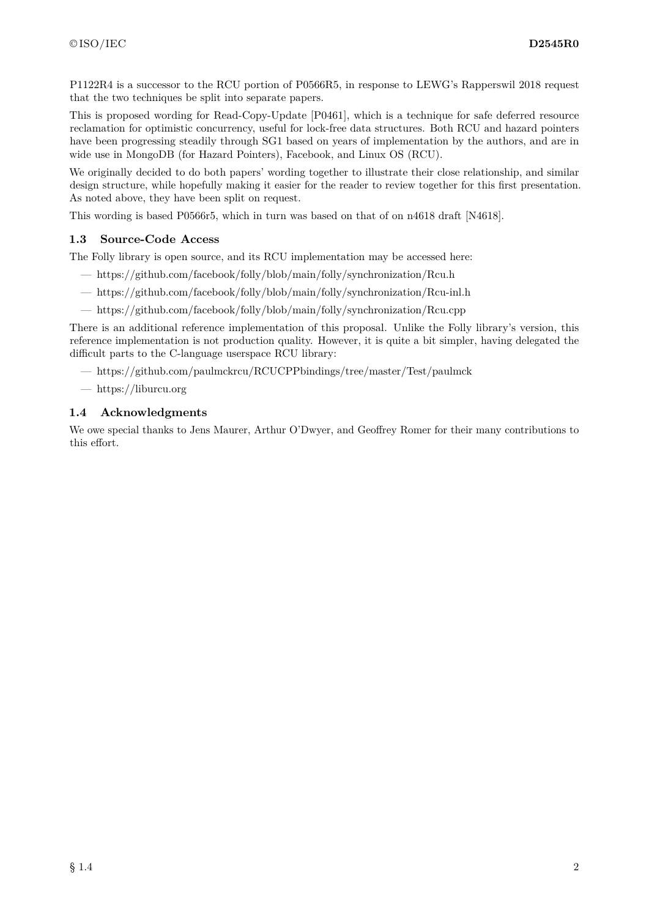P1122R4 is a successor to the RCU portion of P0566R5, in response to LEWG's Rapperswil 2018 request that the two techniques be split into separate papers.

This is proposed wording for Read-Copy-Update [P0461], which is a technique for safe deferred resource reclamation for optimistic concurrency, useful for lock-free data structures. Both RCU and hazard pointers have been progressing steadily through SG1 based on years of implementation by the authors, and are in wide use in MongoDB (for Hazard Pointers), Facebook, and Linux OS (RCU).

We originally decided to do both papers' wording together to illustrate their close relationship, and similar design structure, while hopefully making it easier for the reader to review together for this first presentation. As noted above, they have been split on request.

This wording is based P0566r5, which in turn was based on that of on n4618 draft [N4618].

### 1.3 Source-Code Access

The Folly library is open source, and its RCU implementation may be accessed here:

- https://github.com/facebook/folly/blob/main/folly/synchronization/Rcu.h
- https://github.com/facebook/folly/blob/main/folly/synchronization/Rcu-inl.h
- https://github.com/facebook/folly/blob/main/folly/synchronization/Rcu.cpp

There is an additional reference implementation of this proposal. Unlike the Folly library's version, this reference implementation is not production quality. However, it is quite a bit simpler, having delegated the difficult parts to the C-language userspace RCU library:

- https://github.com/paulmckrcu/RCUCPPbindings/tree/master/Test/paulmck
- https://liburcu.org

### 1.4 Acknowledgments

We owe special thanks to Jens Maurer, Arthur O'Dwyer, and Geoffrey Romer for their many contributions to this effort.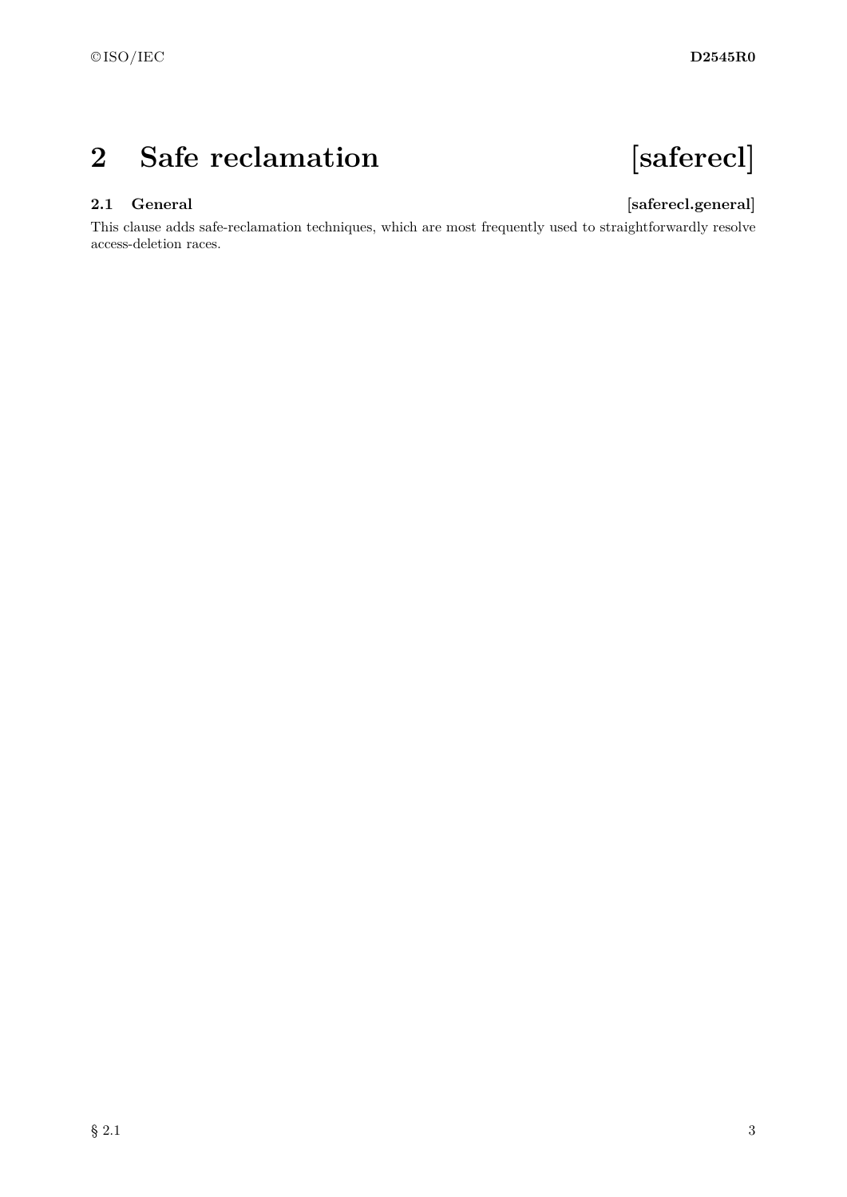# 2 Safe reclamation [saferecl]

## 2.1 General [saferecl.general]

This clause adds safe-reclamation techniques, which are most frequently used to straightforwardly resolve access-deletion races.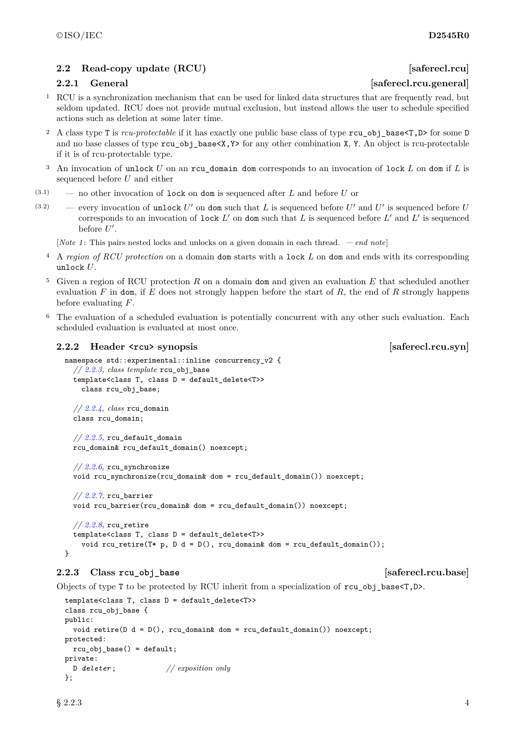## 2.2 Read-copy update (RCU) [saferecl.rcu]

### 2.2.1 General [saferecl.rcu.general]

1 RCU is a synchronization mechanism that can be used for linked data structures that are frequently read, but seldom updated. RCU does not provide mutual exclusion, but instead allows the user to schedule specified actions such as deletion at some later time.

2 A class type `T` is *rcu-protectable* if it has exactly one public base class of type `rcu_obj_base<T,D>` for some `D` and no base classes of type `rcu_obj_base<X,Y>` for any other combination `X`, `Y`. An object is rcu-protectable if it is of rcu-protectable type.

3 An invocation of `unlock` $U$ on an `rcu_domain dom` corresponds to an invocation of `lock` $L$ on `dom` if $L$ is sequenced before $U$ and either

(3.1) — no other invocation of `lock` on `dom` is sequenced after $L$ and before $U$ or

(3.2) — every invocation of `unlock` $U'$ on `dom` such that $L$ is sequenced before $U'$ and $U'$ is sequenced before $U$ corresponds to an invocation of `lock` $L'$ on `dom` such that $L$ is sequenced before $L'$ and $L'$ is sequenced before $U'$.

[*Note 1*: This pairs nested locks and unlocks on a given domain in each thread. — *end note*]

4 A *region of RCU protection* on a domain `dom` starts with a `lock` $L$ on `dom` and ends with its corresponding `unlock` $U$.

5 Given a region of RCU protection $R$ on a domain `dom` and given an evaluation $E$ that scheduled another evaluation $F$ in `dom`, if $E$ does not strongly happen before the start of $R$, the end of $R$ strongly happens before evaluating $F$.

6 The evaluation of a scheduled evaluation is potentially concurrent with any other such evaluation. Each scheduled evaluation is evaluated at most once.

### 2.2.2 Header `<rcu>` synopsis [saferecl.rcu.syn]

```
namespace std::experimental::inline concurrency_v2 {
  // 2.2.3, class template rcu_obj_base
  template<class T, class D = default_delete<T>>
    class rcu_obj_base;

  // 2.2.4, class rcu_domain
  class rcu_domain;

  // 2.2.5, rcu_default_domain
  rcu_domain& rcu_default_domain() noexcept;

  // 2.2.6, rcu_synchronize
  void rcu_synchronize(rcu_domain& dom = rcu_default_domain()) noexcept;

  // 2.2.7, rcu_barrier
  void rcu_barrier(rcu_domain& dom = rcu_default_domain()) noexcept;

  // 2.2.8, rcu_retire
  template<class T, class D = default_delete<T>>
    void rcu_retire(T* p, D d = D(), rcu_domain& dom = rcu_default_domain());
}
```

### 2.2.3 Class `rcu_obj_base` [saferecl.rcu.base]

Objects of type `T` to be protected by RCU inherit from a specialization of `rcu_obj_base<T,D>`.

```
template<class T, class D = default_delete<T>>
class rcu_obj_base {
public:
  void retire(D d = D(), rcu_domain& dom = rcu_default_domain()) noexcept;
protected:
  rcu_obj_base() = default;
private:
  D deleter;           // exposition only
};
```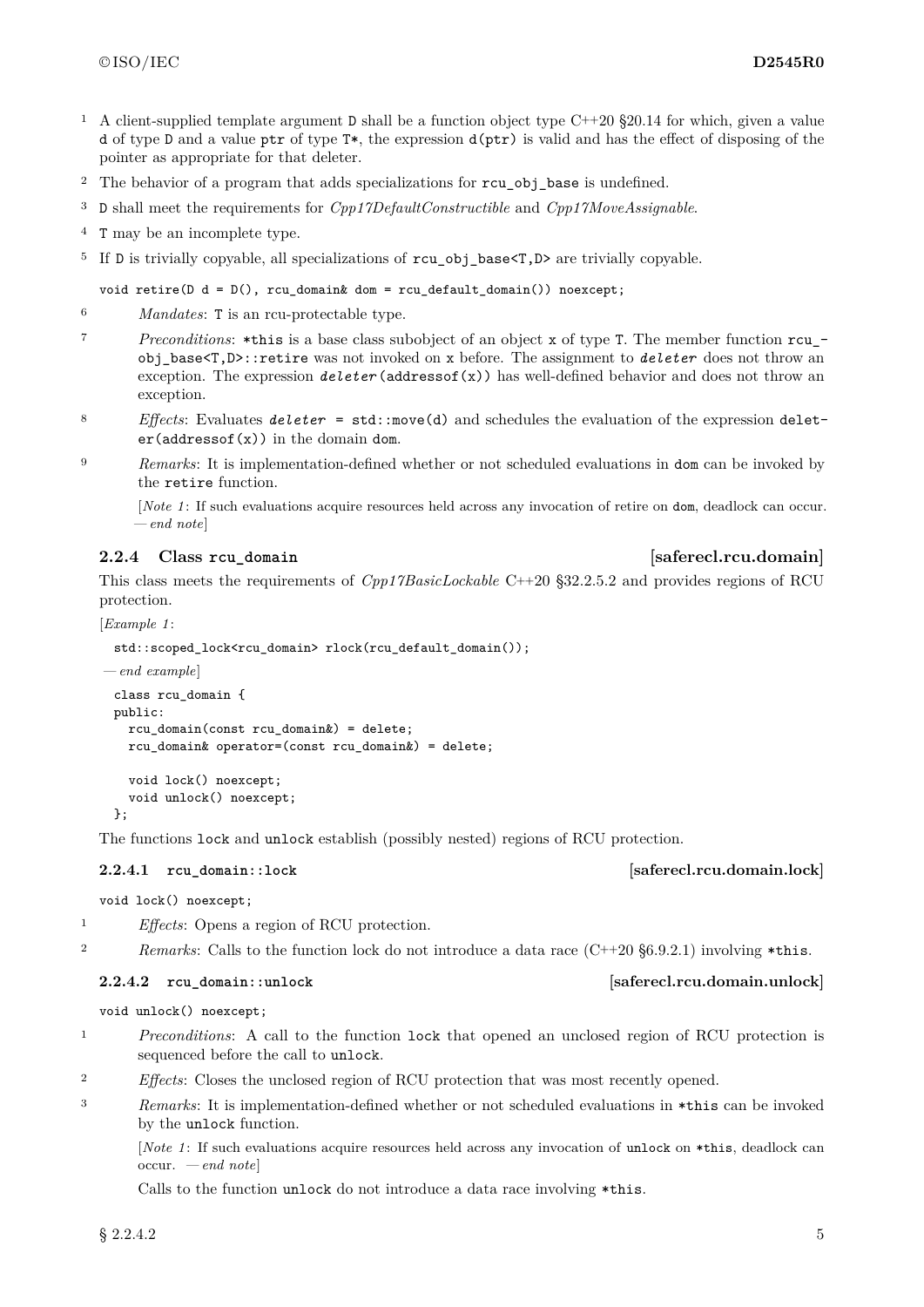1 A client-supplied template argument D shall be a function object type C++20 §20.14 for which, given a value d of type D and a value ptr of type T*, the expression d(ptr) is valid and has the effect of disposing of the pointer as appropriate for that deleter.

2 The behavior of a program that adds specializations for rcu_obj_base is undefined.

3 D shall meet the requirements for *Cpp17DefaultConstructible* and *Cpp17MoveAssignable*.

4 T may be an incomplete type.

5 If D is trivially copyable, all specializations of rcu_obj_base<T,D> are trivially copyable.

```
void retire(D d = D(), rcu_domain& dom = rcu_default_domain()) noexcept;
```

6 *Mandates*: T is an rcu-protectable type.

7 *Preconditions*: *this is a base class subobject of an object x of type T. The member function rcu_obj_base<T,D>::retire was not invoked on x before. The assignment to *deleter* does not throw an exception. The expression *deleter*(addressof(x)) has well-defined behavior and does not throw an exception.

8 *Effects*: Evaluates *deleter* = std::move(d) and schedules the evaluation of the expression deleter(addressof(x)) in the domain dom.

9 *Remarks*: It is implementation-defined whether or not scheduled evaluations in dom can be invoked by the retire function.

[*Note 1*: If such evaluations acquire resources held across any invocation of retire on dom, deadlock can occur. — *end note*]

### 2.2.4 Class rcu_domain [saferecl.rcu.domain]

This class meets the requirements of *Cpp17BasicLockable* C++20 §32.2.5.2 and provides regions of RCU protection.

[*Example 1*:

```
std::scoped_lock<rcu_domain> rlock(rcu_default_domain());
```

— *end example*]

```
class rcu_domain {
public:
  rcu_domain(const rcu_domain&) = delete;
  rcu_domain& operator=(const rcu_domain&) = delete;

  void lock() noexcept;
  void unlock() noexcept;
};
```

The functions lock and unlock establish (possibly nested) regions of RCU protection.

#### 2.2.4.1 rcu_domain::lock [saferecl.rcu.domain.lock]

```
void lock() noexcept;
```

1 *Effects*: Opens a region of RCU protection.

2 *Remarks*: Calls to the function lock do not introduce a data race (C++20 §6.9.2.1) involving *this.

#### 2.2.4.2 rcu_domain::unlock [saferecl.rcu.domain.unlock]

```
void unlock() noexcept;
```

1 *Preconditions*: A call to the function lock that opened an unclosed region of RCU protection is sequenced before the call to unlock.

2 *Effects*: Closes the unclosed region of RCU protection that was most recently opened.

3 *Remarks*: It is implementation-defined whether or not scheduled evaluations in *this can be invoked by the unlock function.

[*Note 1*: If such evaluations acquire resources held across any invocation of unlock on *this, deadlock can occur. — *end note*]

Calls to the function unlock do not introduce a data race involving *this.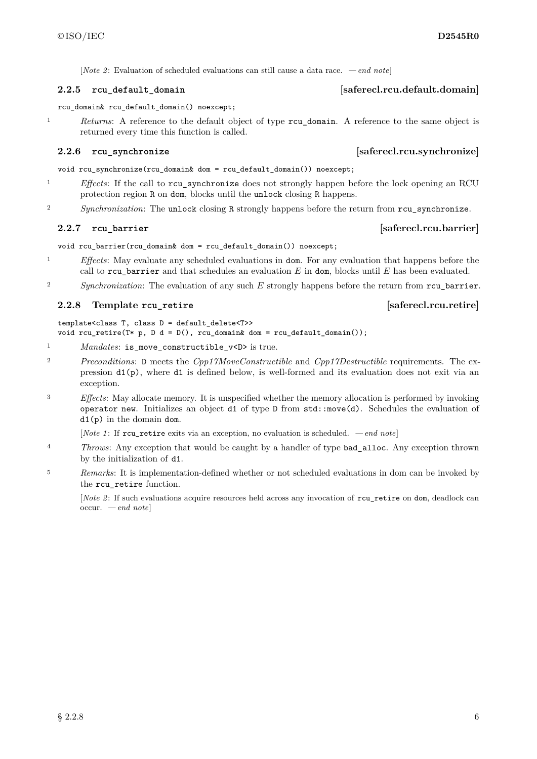[*Note 2*: Evaluation of scheduled evaluations can still cause a data race. — *end note*]

### 2.2.5 `rcu_default_domain` [saferecl.rcu.default.domain]

```
rcu_domain& rcu_default_domain() noexcept;
```

1 *Returns*: A reference to the default object of type `rcu_domain`. A reference to the same object is returned every time this function is called.

### 2.2.6 `rcu_synchronize` [saferecl.rcu.synchronize]

```
void rcu_synchronize(rcu_domain& dom = rcu_default_domain()) noexcept;
```

1 *Effects*: If the call to `rcu_synchronize` does not strongly happen before the lock opening an RCU protection region `R` on `dom`, blocks until the `unlock` closing `R` happens.

2 *Synchronization*: The `unlock` closing `R` strongly happens before the return from `rcu_synchronize`.

### 2.2.7 `rcu_barrier` [saferecl.rcu.barrier]

```
void rcu_barrier(rcu_domain& dom = rcu_default_domain()) noexcept;
```

1 *Effects*: May evaluate any scheduled evaluations in `dom`. For any evaluation that happens before the call to `rcu_barrier` and that schedules an evaluation $E$ in `dom`, blocks until $E$ has been evaluated.

2 *Synchronization*: The evaluation of any such $E$ strongly happens before the return from `rcu_barrier`.

### 2.2.8 Template `rcu_retire` [saferecl.rcu.retire]

```
template<class T, class D = default_delete<T>>
void rcu_retire(T* p, D d = D(), rcu_domain& dom = rcu_default_domain());
```

1 *Mandates*: `is_move_constructible_v<D>` is true.

2 *Preconditions*: `D` meets the *Cpp17MoveConstructible* and *Cpp17Destructible* requirements. The expression `d1(p)`, where `d1` is defined below, is well-formed and its evaluation does not exit via an exception.

3 *Effects*: May allocate memory. It is unspecified whether the memory allocation is performed by invoking `operator new`. Initializes an object `d1` of type `D` from `std::move(d)`. Schedules the evaluation of `d1(p)` in the domain `dom`.

[*Note 1*: If `rcu_retire` exits via an exception, no evaluation is scheduled. — *end note*]

4 *Throws*: Any exception that would be caught by a handler of type `bad_alloc`. Any exception thrown by the initialization of `d1`.

5 *Remarks*: It is implementation-defined whether or not scheduled evaluations in dom can be invoked by the `rcu_retire` function.

[*Note 2*: If such evaluations acquire resources held across any invocation of `rcu_retire` on `dom`, deadlock can occur. — *end note*]